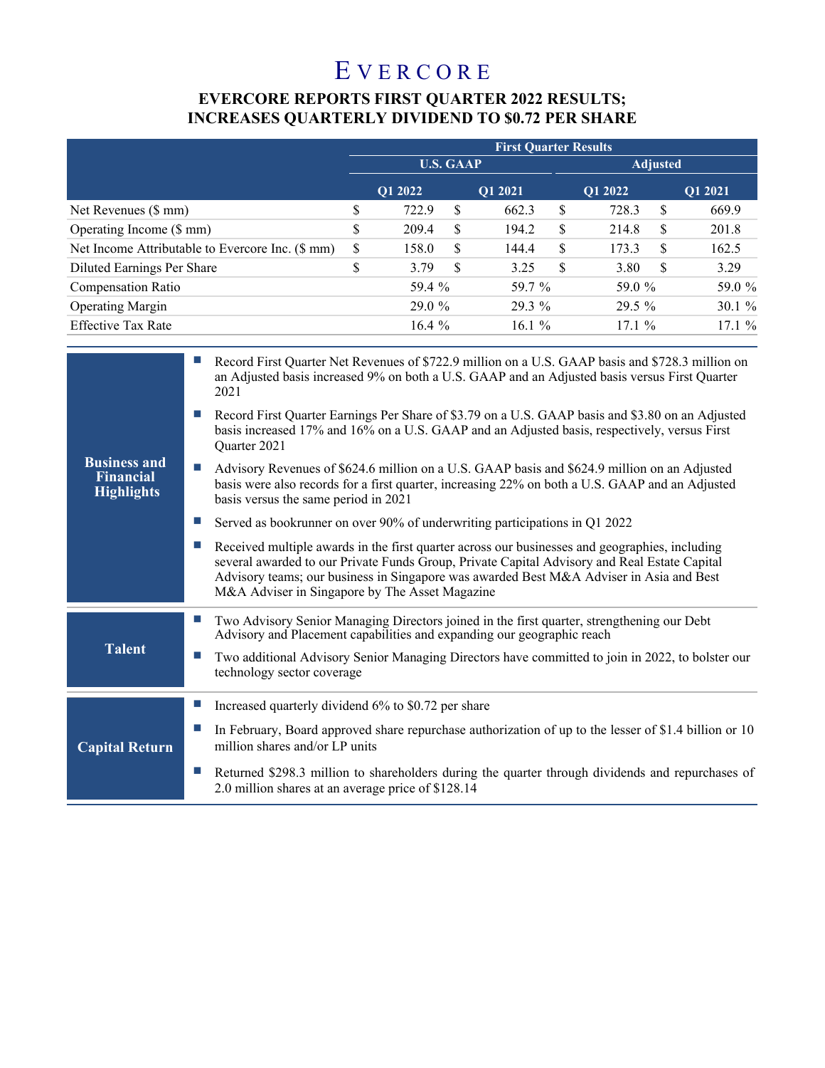# EVERCORE

## EVERCORE REPORTS FIRST QUARTER 2022 RESULTS; INCREASES QUARTERLY DIVIDEND TO $0.72 PER SHARE

| | First Quarter Results | | | |
|---|---|---|---|---|
| | U.S. GAAP | | Adjusted | |
| | Q1 2022 | Q1 2021 | Q1 2022 | Q1 2021 |
| Net Revenues ($ mm) | $ 722.9 | $ 662.3 | $ 728.3 | $ 669.9 |
| Operating Income ($ mm) | $ 209.4 | $ 194.2 | $ 214.8 | $ 201.8 |
| Net Income Attributable to Evercore Inc. ($ mm) | $ 158.0 | $ 144.4 | $ 173.3 | $ 162.5 |
| Diluted Earnings Per Share | $ 3.79 | $ 3.25 | $ 3.80 | $ 3.29 |
| Compensation Ratio | 59.4 % | 59.7 % | 59.0 % | 59.0 % |
| Operating Margin | 29.0 % | 29.3 % | 29.5 % | 30.1 % |
| Effective Tax Rate | 16.4 % | 16.1 % | 17.1 % | 17.1 % |

**Business and Financial Highlights**

- Record First Quarter Net Revenues of $722.9 million on a U.S. GAAP basis and $728.3 million on an Adjusted basis increased 9% on both a U.S. GAAP and an Adjusted basis versus First Quarter 2021
- Record First Quarter Earnings Per Share of $3.79 on a U.S. GAAP basis and $3.80 on an Adjusted basis increased 17% and 16% on a U.S. GAAP and an Adjusted basis, respectively, versus First Quarter 2021
- Advisory Revenues of $624.6 million on a U.S. GAAP basis and $624.9 million on an Adjusted basis were also records for a first quarter, increasing 22% on both a U.S. GAAP and an Adjusted basis versus the same period in 2021
- Served as bookrunner on over 90% of underwriting participations in Q1 2022
- Received multiple awards in the first quarter across our businesses and geographies, including several awarded to our Private Funds Group, Private Capital Advisory and Real Estate Capital Advisory teams; our business in Singapore was awarded Best M&A Adviser in Asia and Best M&A Adviser in Singapore by The Asset Magazine

**Talent**

- Two Advisory Senior Managing Directors joined in the first quarter, strengthening our Debt Advisory and Placement capabilities and expanding our geographic reach
- Two additional Advisory Senior Managing Directors have committed to join in 2022, to bolster our technology sector coverage

**Capital Return**

- Increased quarterly dividend 6% to $0.72 per share
- In February, Board approved share repurchase authorization of up to the lesser of $1.4 billion or 10 million shares and/or LP units
- Returned $298.3 million to shareholders during the quarter through dividends and repurchases of 2.0 million shares at an average price of $128.14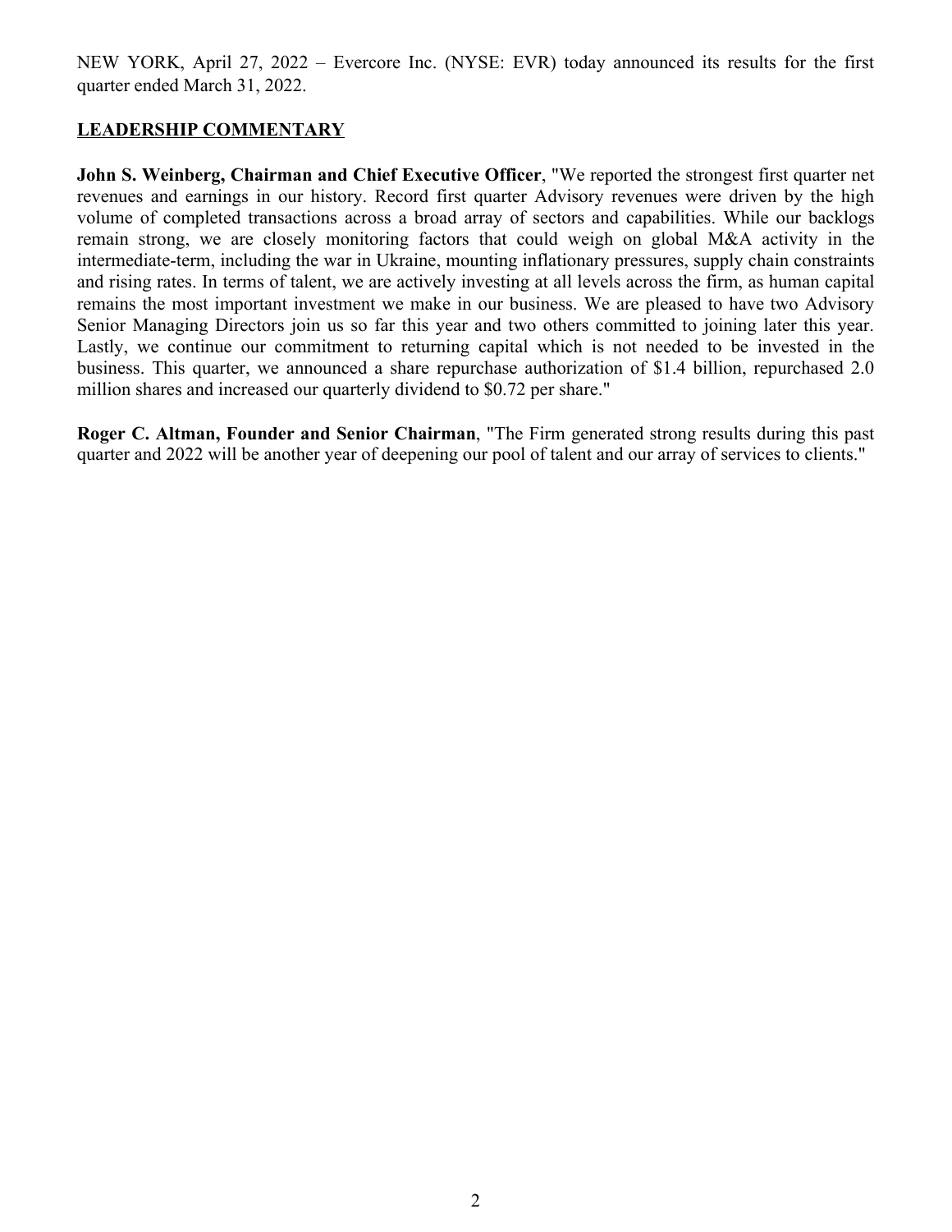NEW YORK, April 27, 2022 – Evercore Inc. (NYSE: EVR) today announced its results for the first quarter ended March 31, 2022.

## LEADERSHIP COMMENTARY

**John S. Weinberg, Chairman and Chief Executive Officer**, "We reported the strongest first quarter net revenues and earnings in our history. Record first quarter Advisory revenues were driven by the high volume of completed transactions across a broad array of sectors and capabilities. While our backlogs remain strong, we are closely monitoring factors that could weigh on global M&A activity in the intermediate-term, including the war in Ukraine, mounting inflationary pressures, supply chain constraints and rising rates. In terms of talent, we are actively investing at all levels across the firm, as human capital remains the most important investment we make in our business. We are pleased to have two Advisory Senior Managing Directors join us so far this year and two others committed to joining later this year. Lastly, we continue our commitment to returning capital which is not needed to be invested in the business. This quarter, we announced a share repurchase authorization of $1.4 billion, repurchased 2.0 million shares and increased our quarterly dividend to $0.72 per share."

**Roger C. Altman, Founder and Senior Chairman**, "The Firm generated strong results during this past quarter and 2022 will be another year of deepening our pool of talent and our array of services to clients."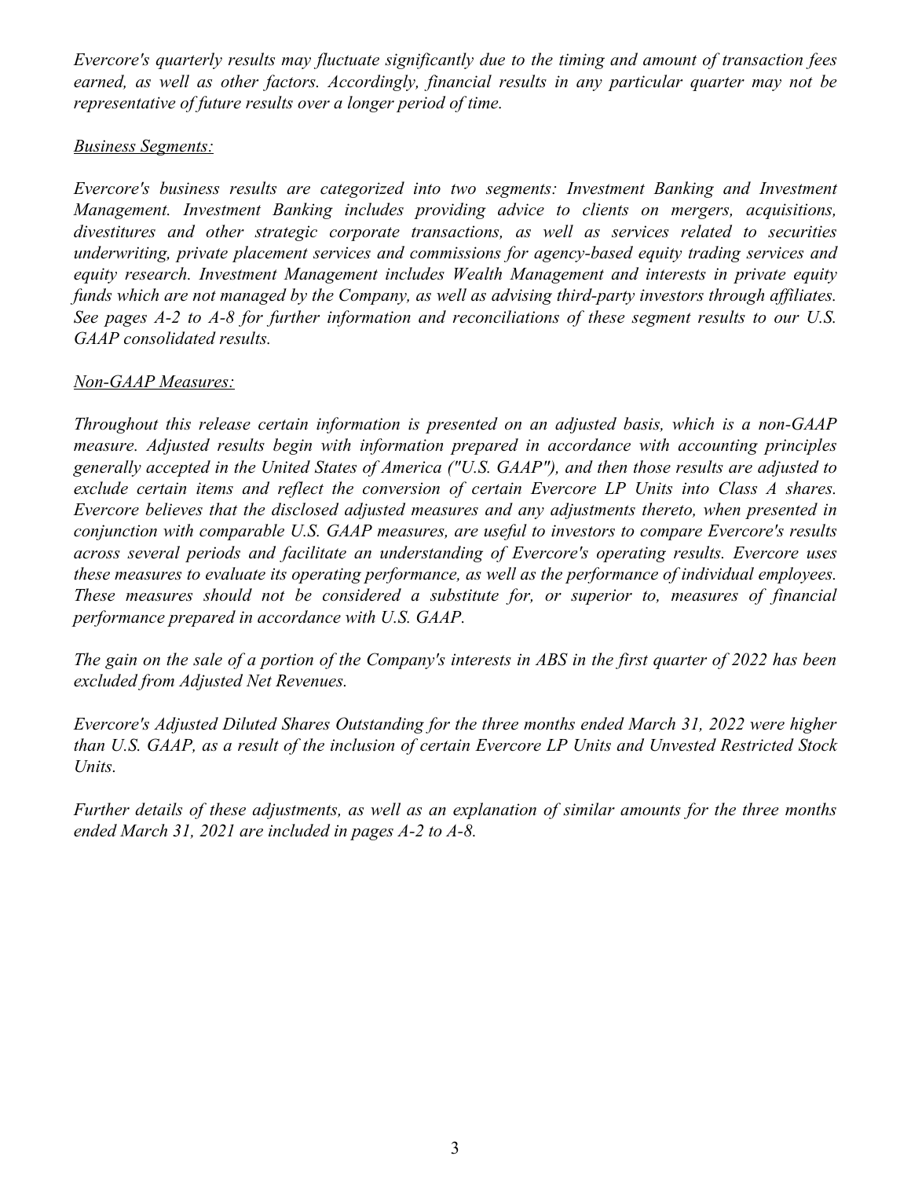*Evercore's quarterly results may fluctuate significantly due to the timing and amount of transaction fees earned, as well as other factors. Accordingly, financial results in any particular quarter may not be representative of future results over a longer period of time.*

*Business Segments:*

*Evercore's business results are categorized into two segments: Investment Banking and Investment Management. Investment Banking includes providing advice to clients on mergers, acquisitions, divestitures and other strategic corporate transactions, as well as services related to securities underwriting, private placement services and commissions for agency-based equity trading services and equity research. Investment Management includes Wealth Management and interests in private equity funds which are not managed by the Company, as well as advising third-party investors through affiliates. See pages A-2 to A-8 for further information and reconciliations of these segment results to our U.S. GAAP consolidated results.*

*Non-GAAP Measures:*

*Throughout this release certain information is presented on an adjusted basis, which is a non-GAAP measure. Adjusted results begin with information prepared in accordance with accounting principles generally accepted in the United States of America ("U.S. GAAP"), and then those results are adjusted to exclude certain items and reflect the conversion of certain Evercore LP Units into Class A shares. Evercore believes that the disclosed adjusted measures and any adjustments thereto, when presented in conjunction with comparable U.S. GAAP measures, are useful to investors to compare Evercore's results across several periods and facilitate an understanding of Evercore's operating results. Evercore uses these measures to evaluate its operating performance, as well as the performance of individual employees. These measures should not be considered a substitute for, or superior to, measures of financial performance prepared in accordance with U.S. GAAP.*

*The gain on the sale of a portion of the Company's interests in ABS in the first quarter of 2022 has been excluded from Adjusted Net Revenues.*

*Evercore's Adjusted Diluted Shares Outstanding for the three months ended March 31, 2022 were higher than U.S. GAAP, as a result of the inclusion of certain Evercore LP Units and Unvested Restricted Stock Units.*

*Further details of these adjustments, as well as an explanation of similar amounts for the three months ended March 31, 2021 are included in pages A-2 to A-8.*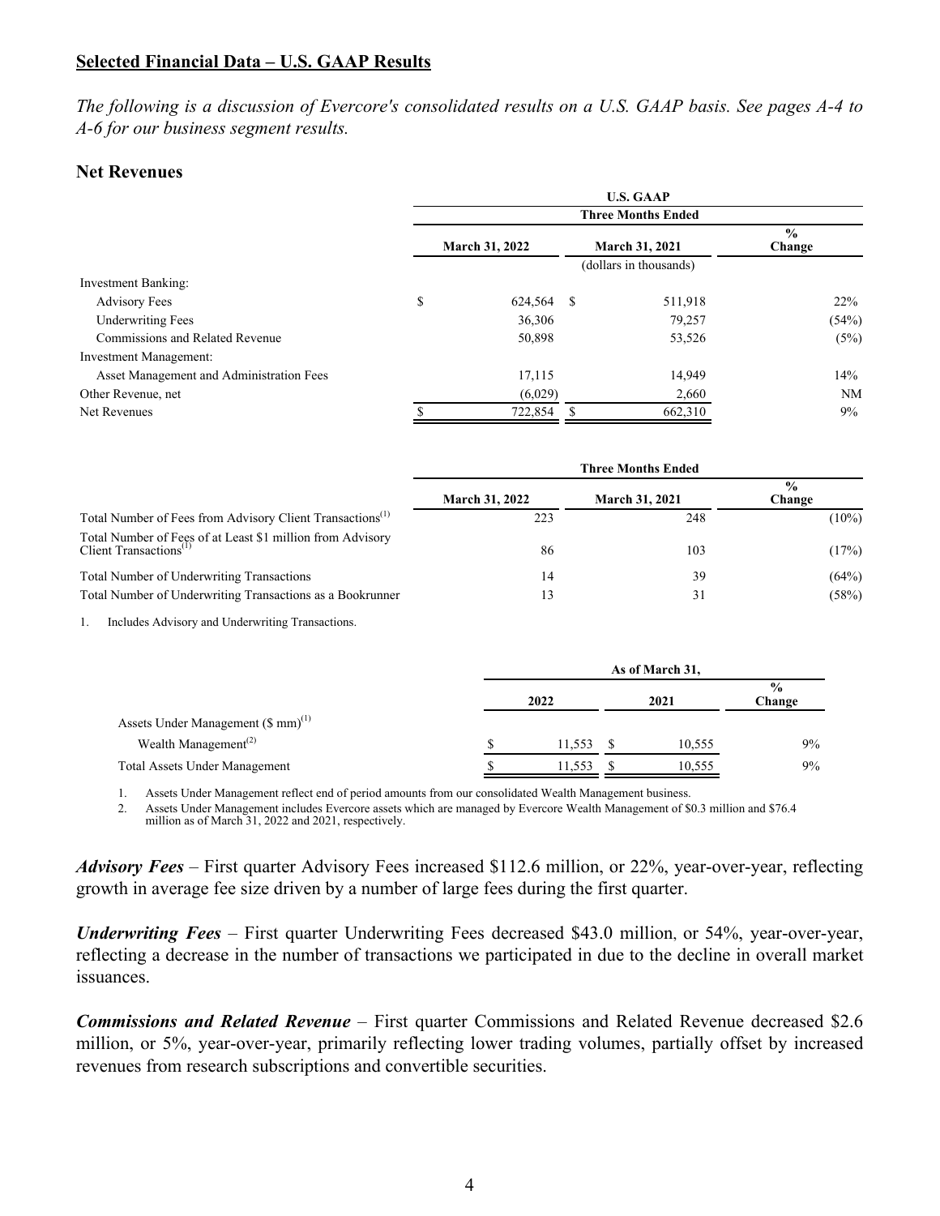**Selected Financial Data – U.S. GAAP Results**

*The following is a discussion of Evercore's consolidated results on a U.S. GAAP basis. See pages A-4 to A-6 for our business segment results.*

## Net Revenues

| | U.S. GAAP | | |
|---|---|---|---|
| | Three Months Ended | | |
| | March 31, 2022 | March 31, 2021 | % Change |
| | (dollars in thousands) | | |
| Investment Banking: | | | |
| Advisory Fees | $ 624,564 | $ 511,918 | 22% |
| Underwriting Fees | 36,306 | 79,257 | (54%) |
| Commissions and Related Revenue | 50,898 | 53,526 | (5%) |
| Investment Management: | | | |
| Asset Management and Administration Fees | 17,115 | 14,949 | 14% |
| Other Revenue, net | (6,029) | 2,660 | NM |
| Net Revenues | $ 722,854 | $ 662,310 | 9% |

| | Three Months Ended | | |
|---|---|---|---|
| | March 31, 2022 | March 31, 2021 | % Change |
| Total Number of Fees from Advisory Client Transactions[1] | 223 | 248 | (10%) |
| Total Number of Fees of at Least $1 million from Advisory Client Transactions[1] | 86 | 103 | (17%) |
| Total Number of Underwriting Transactions | 14 | 39 | (64%) |
| Total Number of Underwriting Transactions as a Bookrunner | 13 | 31 | (58%) |

1. Includes Advisory and Underwriting Transactions.

| | As of March 31, | | |
|---|---|---|---|
| | 2022 | 2021 | % Change |
| Assets Under Management ($ mm)[1] | | | |
| Wealth Management[2] | $ 11,553 | $ 10,555 | 9% |
| Total Assets Under Management | $ 11,553 | $ 10,555 | 9% |

1. Assets Under Management reflect end of period amounts from our consolidated Wealth Management business.
2. Assets Under Management includes Evercore assets which are managed by Evercore Wealth Management of $0.3 million and $76.4 million as of March 31, 2022 and 2021, respectively.

***Advisory Fees*** – First quarter Advisory Fees increased $112.6 million, or 22%, year-over-year, reflecting growth in average fee size driven by a number of large fees during the first quarter.

***Underwriting Fees*** – First quarter Underwriting Fees decreased $43.0 million, or 54%, year-over-year, reflecting a decrease in the number of transactions we participated in due to the decline in overall market issuances.

***Commissions and Related Revenue*** – First quarter Commissions and Related Revenue decreased $2.6 million, or 5%, year-over-year, primarily reflecting lower trading volumes, partially offset by increased revenues from research subscriptions and convertible securities.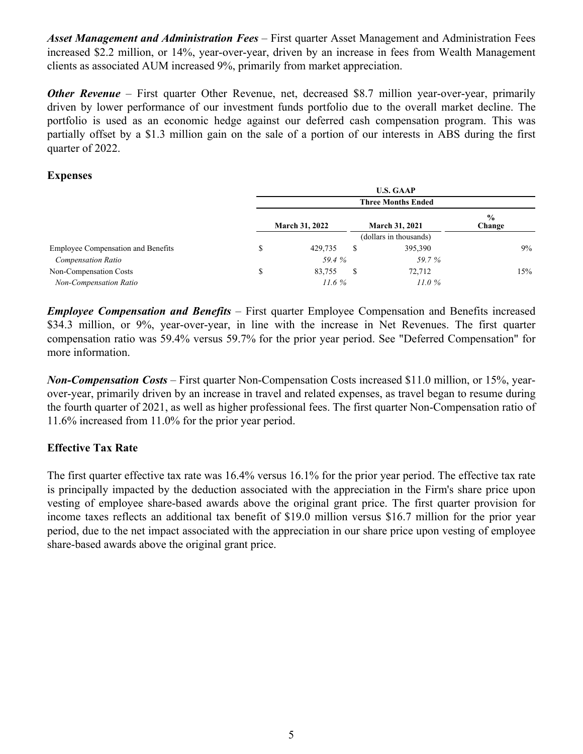***Asset Management and Administration Fees*** – First quarter Asset Management and Administration Fees increased \$2.2 million, or 14%, year-over-year, driven by an increase in fees from Wealth Management clients as associated AUM increased 9%, primarily from market appreciation.

***Other Revenue*** – First quarter Other Revenue, net, decreased \$8.7 million year-over-year, primarily driven by lower performance of our investment funds portfolio due to the overall market decline. The portfolio is used as an economic hedge against our deferred cash compensation program. This was partially offset by a \$1.3 million gain on the sale of a portion of our interests in ABS during the first quarter of 2022.

## Expenses

| | U.S. GAAP | | |
|---|---|---|---|
| | Three Months Ended | | |
| | March 31, 2022 | March 31, 2021 | % Change |
| | (dollars in thousands) | | |
| Employee Compensation and Benefits | \$ 429,735 | \$ 395,390 | 9% |
| *Compensation Ratio* | *59.4 %* | *59.7 %* | |
| Non-Compensation Costs | \$ 83,755 | \$ 72,712 | 15% |
| *Non-Compensation Ratio* | *11.6 %* | *11.0 %* | |

***Employee Compensation and Benefits*** – First quarter Employee Compensation and Benefits increased \$34.3 million, or 9%, year-over-year, in line with the increase in Net Revenues. The first quarter compensation ratio was 59.4% versus 59.7% for the prior year period. See "Deferred Compensation" for more information.

***Non-Compensation Costs*** – First quarter Non-Compensation Costs increased \$11.0 million, or 15%, year-over-year, primarily driven by an increase in travel and related expenses, as travel began to resume during the fourth quarter of 2021, as well as higher professional fees. The first quarter Non-Compensation ratio of 11.6% increased from 11.0% for the prior year period.

## Effective Tax Rate

The first quarter effective tax rate was 16.4% versus 16.1% for the prior year period. The effective tax rate is principally impacted by the deduction associated with the appreciation in the Firm's share price upon vesting of employee share-based awards above the original grant price. The first quarter provision for income taxes reflects an additional tax benefit of \$19.0 million versus \$16.7 million for the prior year period, due to the net impact associated with the appreciation in our share price upon vesting of employee share-based awards above the original grant price.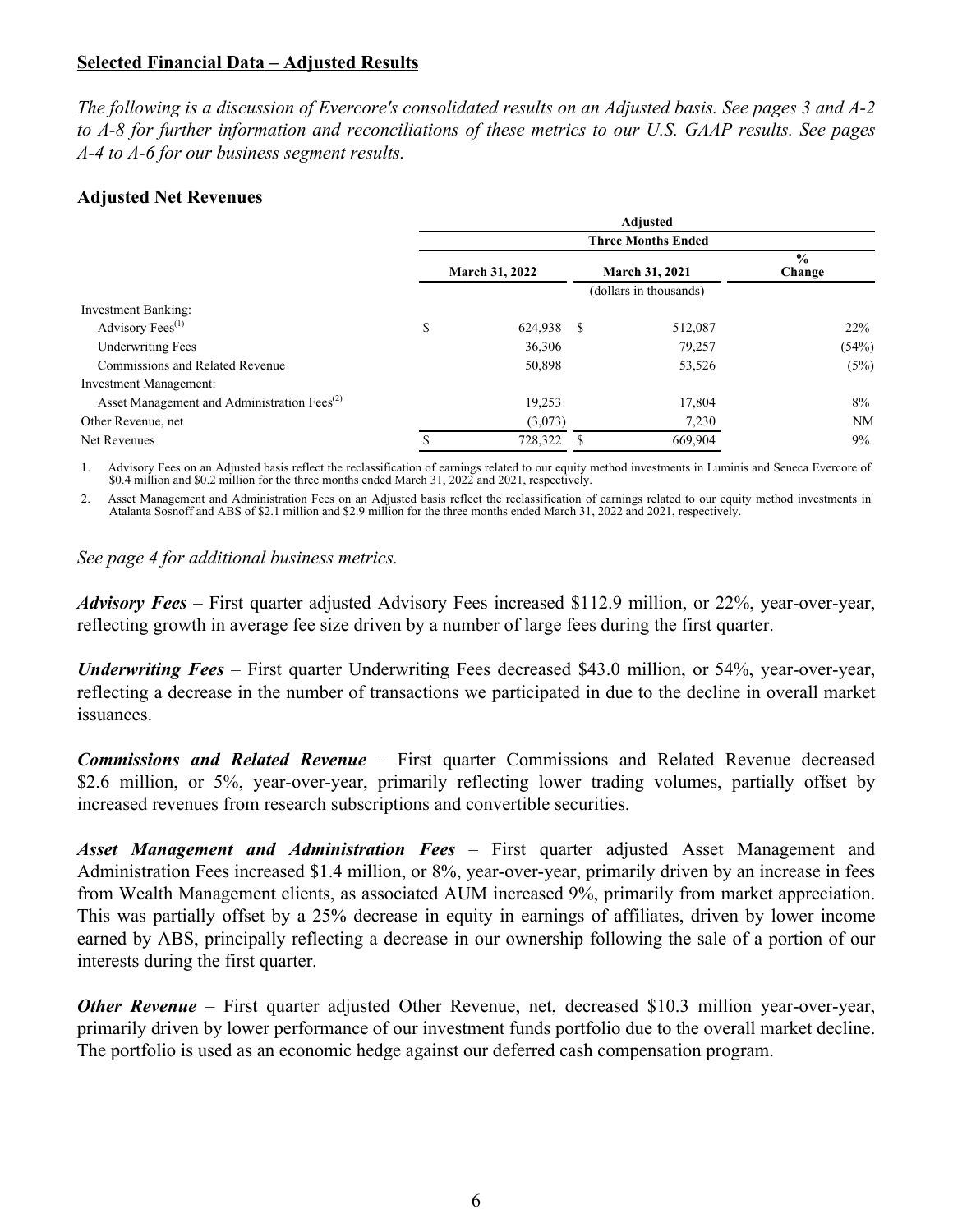**Selected Financial Data – Adjusted Results**

*The following is a discussion of Evercore's consolidated results on an Adjusted basis. See pages 3 and A-2 to A-8 for further information and reconciliations of these metrics to our U.S. GAAP results. See pages A-4 to A-6 for our business segment results.*

### Adjusted Net Revenues

| | Adjusted | | |
|---|---|---|---|
| | Three Months Ended | | |
| | March 31, 2022 | March 31, 2021 | % Change |
| | (dollars in thousands) | | |
| Investment Banking: | | | |
| Advisory Fees[1] | $ 624,938 | $ 512,087 | 22% |
| Underwriting Fees | 36,306 | 79,257 | (54%) |
| Commissions and Related Revenue | 50,898 | 53,526 | (5%) |
| Investment Management: | | | |
| Asset Management and Administration Fees[2] | 19,253 | 17,804 | 8% |
| Other Revenue, net | (3,073) | 7,230 | NM |
| Net Revenues | $ 728,322 | $ 669,904 | 9% |

1. Advisory Fees on an Adjusted basis reflect the reclassification of earnings related to our equity method investments in Luminis and Seneca Evercore of $0.4 million and $0.2 million for the three months ended March 31, 2022 and 2021, respectively.

2. Asset Management and Administration Fees on an Adjusted basis reflect the reclassification of earnings related to our equity method investments in Atalanta Sosnoff and ABS of $2.1 million and $2.9 million for the three months ended March 31, 2022 and 2021, respectively.

*See page 4 for additional business metrics.*

***Advisory Fees*** – First quarter adjusted Advisory Fees increased $112.9 million, or 22%, year-over-year, reflecting growth in average fee size driven by a number of large fees during the first quarter.

***Underwriting Fees*** – First quarter Underwriting Fees decreased $43.0 million, or 54%, year-over-year, reflecting a decrease in the number of transactions we participated in due to the decline in overall market issuances.

***Commissions and Related Revenue*** – First quarter Commissions and Related Revenue decreased $2.6 million, or 5%, year-over-year, primarily reflecting lower trading volumes, partially offset by increased revenues from research subscriptions and convertible securities.

***Asset Management and Administration Fees*** – First quarter adjusted Asset Management and Administration Fees increased $1.4 million, or 8%, year-over-year, primarily driven by an increase in fees from Wealth Management clients, as associated AUM increased 9%, primarily from market appreciation. This was partially offset by a 25% decrease in equity in earnings of affiliates, driven by lower income earned by ABS, principally reflecting a decrease in our ownership following the sale of a portion of our interests during the first quarter.

***Other Revenue*** – First quarter adjusted Other Revenue, net, decreased $10.3 million year-over-year, primarily driven by lower performance of our investment funds portfolio due to the overall market decline. The portfolio is used as an economic hedge against our deferred cash compensation program.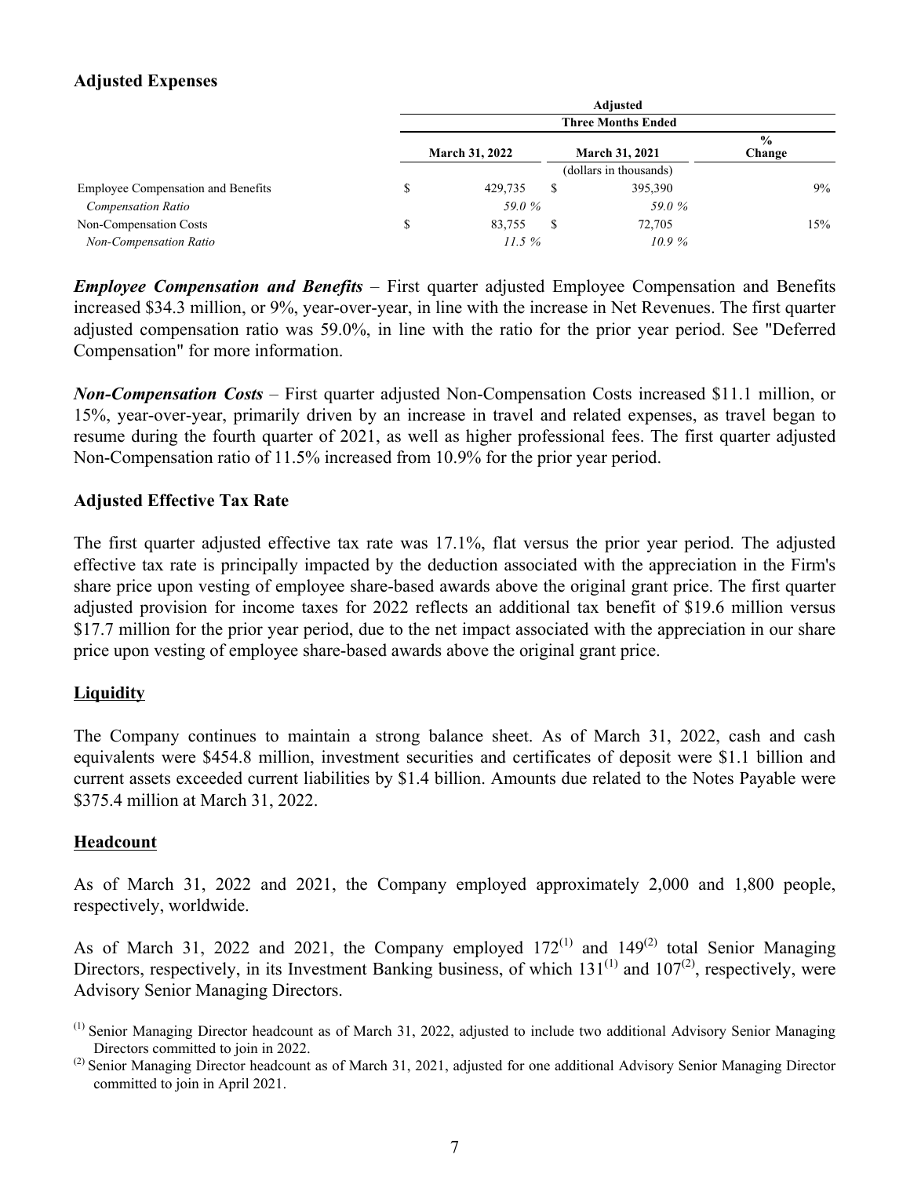### Adjusted Expenses

| | Adjusted | | |
|---|---|---|---|
| | Three Months Ended | | |
| | March 31, 2022 | March 31, 2021 | % Change |
| | (dollars in thousands) | | |
| Employee Compensation and Benefits | $ 429,735 | $ 395,390 | 9% |
| *Compensation Ratio* | *59.0 %* | *59.0 %* | |
| Non-Compensation Costs | $ 83,755 | $ 72,705 | 15% |
| *Non-Compensation Ratio* | *11.5 %* | *10.9 %* | |

***Employee Compensation and Benefits*** – First quarter adjusted Employee Compensation and Benefits increased $34.3 million, or 9%, year-over-year, in line with the increase in Net Revenues. The first quarter adjusted compensation ratio was 59.0%, in line with the ratio for the prior year period. See "Deferred Compensation" for more information.

***Non-Compensation Costs*** – First quarter adjusted Non-Compensation Costs increased $11.1 million, or 15%, year-over-year, primarily driven by an increase in travel and related expenses, as travel began to resume during the fourth quarter of 2021, as well as higher professional fees. The first quarter adjusted Non-Compensation ratio of 11.5% increased from 10.9% for the prior year period.

### Adjusted Effective Tax Rate

The first quarter adjusted effective tax rate was 17.1%, flat versus the prior year period. The adjusted effective tax rate is principally impacted by the deduction associated with the appreciation in the Firm's share price upon vesting of employee share-based awards above the original grant price. The first quarter adjusted provision for income taxes for 2022 reflects an additional tax benefit of $19.6 million versus $17.7 million for the prior year period, due to the net impact associated with the appreciation in our share price upon vesting of employee share-based awards above the original grant price.

### Liquidity

The Company continues to maintain a strong balance sheet. As of March 31, 2022, cash and cash equivalents were $454.8 million, investment securities and certificates of deposit were $1.1 billion and current assets exceeded current liabilities by $1.4 billion. Amounts due related to the Notes Payable were $375.4 million at March 31, 2022.

### Headcount

As of March 31, 2022 and 2021, the Company employed approximately 2,000 and 1,800 people, respectively, worldwide.

As of March 31, 2022 and 2021, the Company employed 172[(1)] and 149[(2)] total Senior Managing Directors, respectively, in its Investment Banking business, of which 131[(1)] and 107[(2)], respectively, were Advisory Senior Managing Directors.

[(1)] Senior Managing Director headcount as of March 31, 2022, adjusted to include two additional Advisory Senior Managing Directors committed to join in 2022.

[(2)] Senior Managing Director headcount as of March 31, 2021, adjusted for one additional Advisory Senior Managing Director committed to join in April 2021.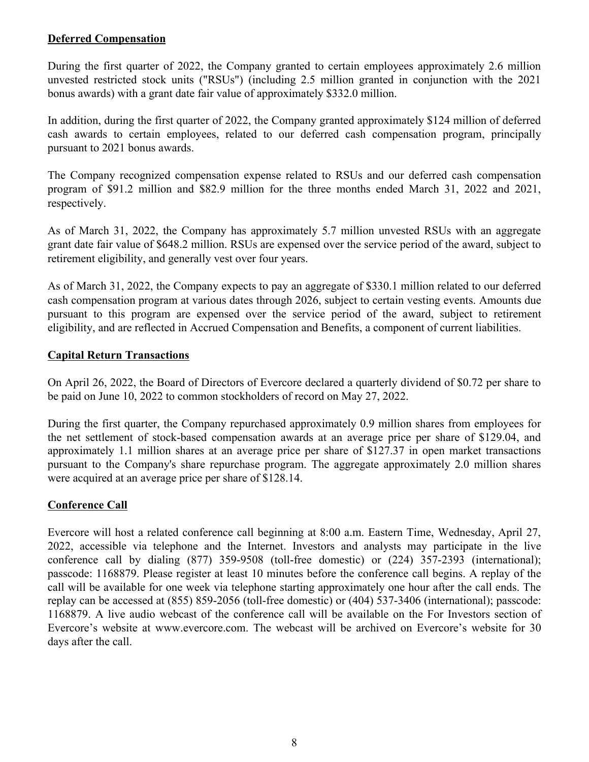**Deferred Compensation**

During the first quarter of 2022, the Company granted to certain employees approximately 2.6 million unvested restricted stock units ("RSUs") (including 2.5 million granted in conjunction with the 2021 bonus awards) with a grant date fair value of approximately $332.0 million.

In addition, during the first quarter of 2022, the Company granted approximately $124 million of deferred cash awards to certain employees, related to our deferred cash compensation program, principally pursuant to 2021 bonus awards.

The Company recognized compensation expense related to RSUs and our deferred cash compensation program of $91.2 million and $82.9 million for the three months ended March 31, 2022 and 2021, respectively.

As of March 31, 2022, the Company has approximately 5.7 million unvested RSUs with an aggregate grant date fair value of $648.2 million. RSUs are expensed over the service period of the award, subject to retirement eligibility, and generally vest over four years.

As of March 31, 2022, the Company expects to pay an aggregate of $330.1 million related to our deferred cash compensation program at various dates through 2026, subject to certain vesting events. Amounts due pursuant to this program are expensed over the service period of the award, subject to retirement eligibility, and are reflected in Accrued Compensation and Benefits, a component of current liabilities.

**Capital Return Transactions**

On April 26, 2022, the Board of Directors of Evercore declared a quarterly dividend of $0.72 per share to be paid on June 10, 2022 to common stockholders of record on May 27, 2022.

During the first quarter, the Company repurchased approximately 0.9 million shares from employees for the net settlement of stock-based compensation awards at an average price per share of $129.04, and approximately 1.1 million shares at an average price per share of $127.37 in open market transactions pursuant to the Company's share repurchase program. The aggregate approximately 2.0 million shares were acquired at an average price per share of $128.14.

**Conference Call**

Evercore will host a related conference call beginning at 8:00 a.m. Eastern Time, Wednesday, April 27, 2022, accessible via telephone and the Internet. Investors and analysts may participate in the live conference call by dialing (877) 359-9508 (toll-free domestic) or (224) 357-2393 (international); passcode: 1168879. Please register at least 10 minutes before the conference call begins. A replay of the call will be available for one week via telephone starting approximately one hour after the call ends. The replay can be accessed at (855) 859-2056 (toll-free domestic) or (404) 537-3406 (international); passcode: 1168879. A live audio webcast of the conference call will be available on the For Investors section of Evercore's website at www.evercore.com. The webcast will be archived on Evercore's website for 30 days after the call.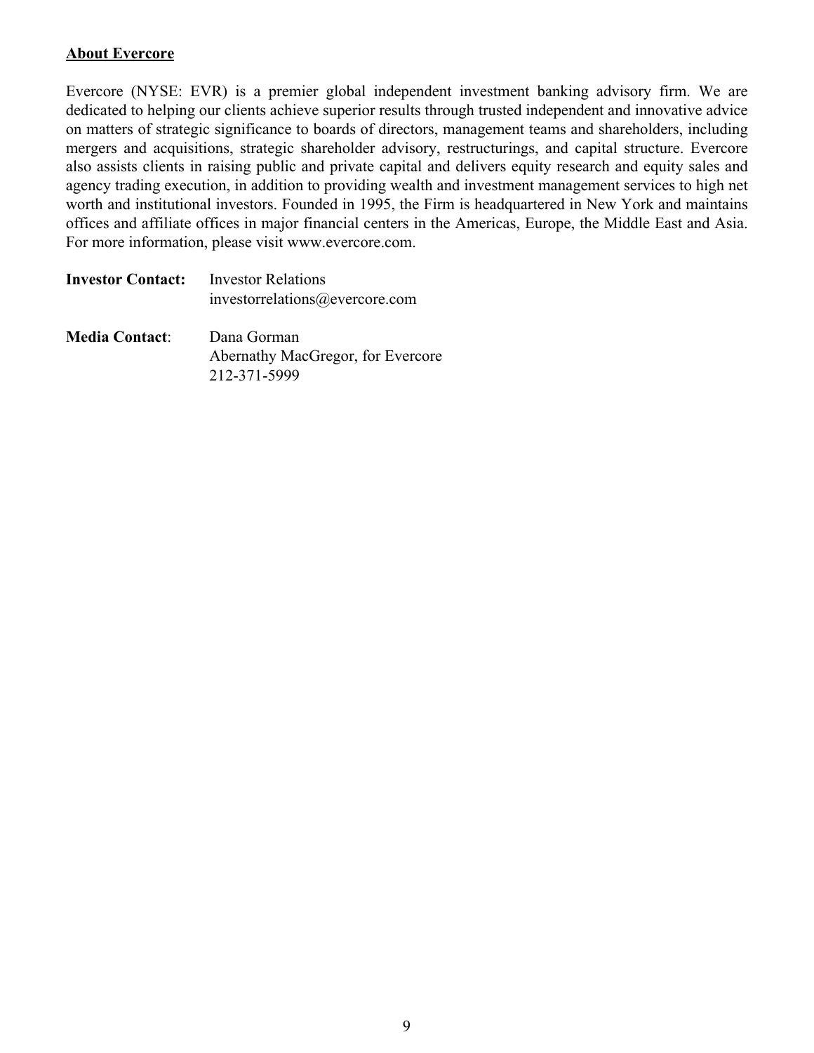**About Evercore**

Evercore (NYSE: EVR) is a premier global independent investment banking advisory firm. We are dedicated to helping our clients achieve superior results through trusted independent and innovative advice on matters of strategic significance to boards of directors, management teams and shareholders, including mergers and acquisitions, strategic shareholder advisory, restructurings, and capital structure. Evercore also assists clients in raising public and private capital and delivers equity research and equity sales and agency trading execution, in addition to providing wealth and investment management services to high net worth and institutional investors. Founded in 1995, the Firm is headquartered in New York and maintains offices and affiliate offices in major financial centers in the Americas, Europe, the Middle East and Asia. For more information, please visit www.evercore.com.

**Investor Contact:** Investor Relations
investorrelations@evercore.com

**Media Contact**: Dana Gorman
Abernathy MacGregor, for Evercore
212-371-5999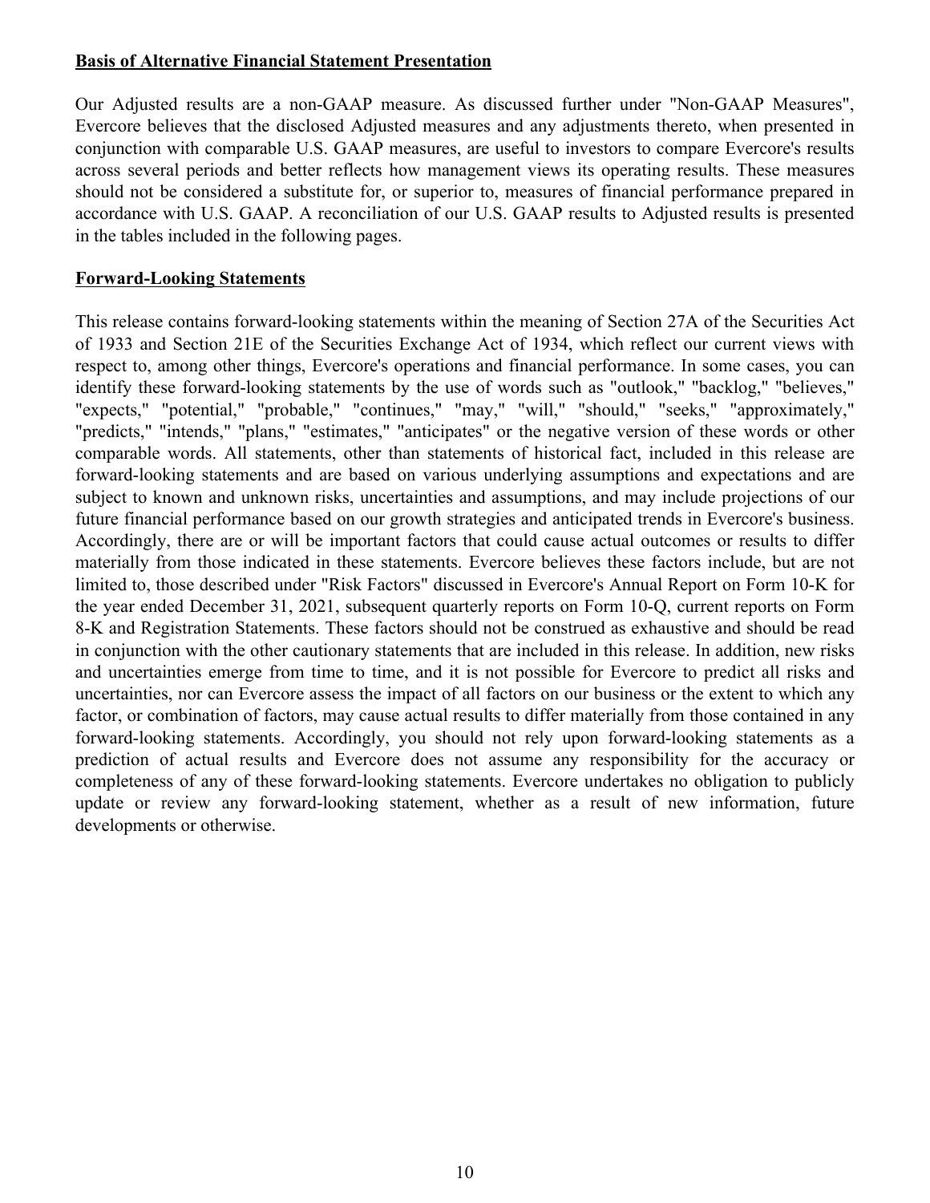**Basis of Alternative Financial Statement Presentation**

Our Adjusted results are a non-GAAP measure. As discussed further under "Non-GAAP Measures", Evercore believes that the disclosed Adjusted measures and any adjustments thereto, when presented in conjunction with comparable U.S. GAAP measures, are useful to investors to compare Evercore's results across several periods and better reflects how management views its operating results. These measures should not be considered a substitute for, or superior to, measures of financial performance prepared in accordance with U.S. GAAP. A reconciliation of our U.S. GAAP results to Adjusted results is presented in the tables included in the following pages.

**Forward-Looking Statements**

This release contains forward-looking statements within the meaning of Section 27A of the Securities Act of 1933 and Section 21E of the Securities Exchange Act of 1934, which reflect our current views with respect to, among other things, Evercore's operations and financial performance. In some cases, you can identify these forward-looking statements by the use of words such as "outlook," "backlog," "believes," "expects," "potential," "probable," "continues," "may," "will," "should," "seeks," "approximately," "predicts," "intends," "plans," "estimates," "anticipates" or the negative version of these words or other comparable words. All statements, other than statements of historical fact, included in this release are forward-looking statements and are based on various underlying assumptions and expectations and are subject to known and unknown risks, uncertainties and assumptions, and may include projections of our future financial performance based on our growth strategies and anticipated trends in Evercore's business. Accordingly, there are or will be important factors that could cause actual outcomes or results to differ materially from those indicated in these statements. Evercore believes these factors include, but are not limited to, those described under "Risk Factors" discussed in Evercore's Annual Report on Form 10-K for the year ended December 31, 2021, subsequent quarterly reports on Form 10-Q, current reports on Form 8-K and Registration Statements. These factors should not be construed as exhaustive and should be read in conjunction with the other cautionary statements that are included in this release. In addition, new risks and uncertainties emerge from time to time, and it is not possible for Evercore to predict all risks and uncertainties, nor can Evercore assess the impact of all factors on our business or the extent to which any factor, or combination of factors, may cause actual results to differ materially from those contained in any forward-looking statements. Accordingly, you should not rely upon forward-looking statements as a prediction of actual results and Evercore does not assume any responsibility for the accuracy or completeness of any of these forward-looking statements. Evercore undertakes no obligation to publicly update or review any forward-looking statement, whether as a result of new information, future developments or otherwise.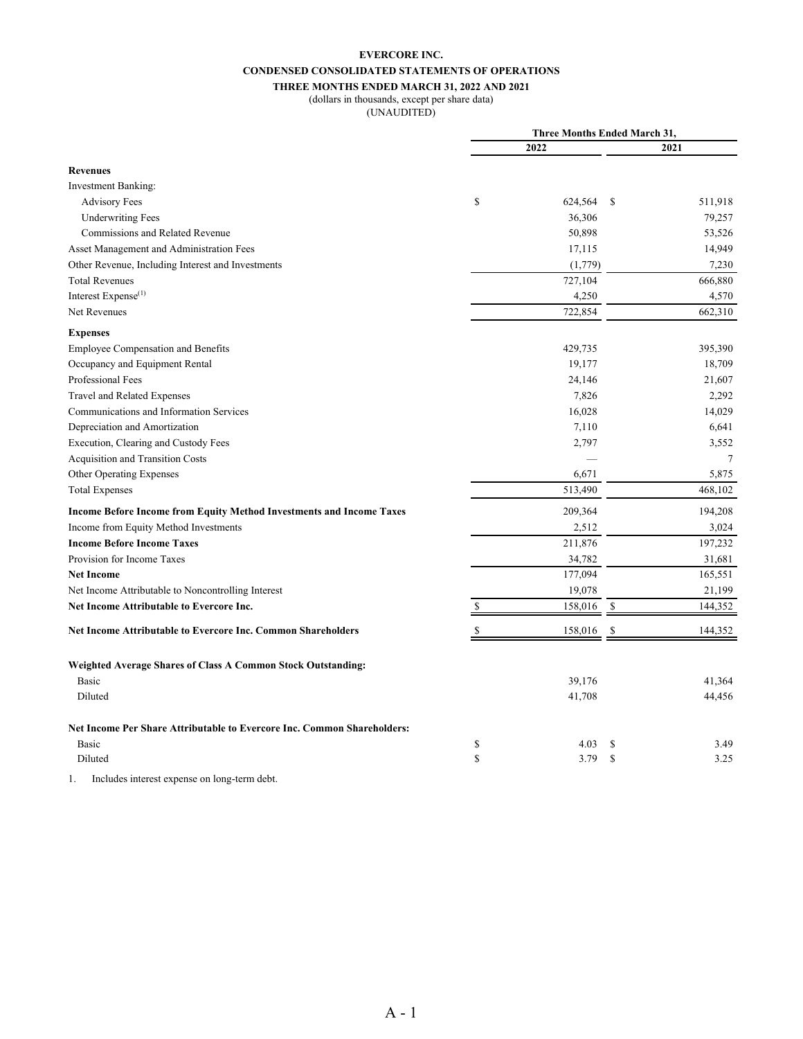**EVERCORE INC.**

**CONDENSED CONSOLIDATED STATEMENTS OF OPERATIONS**

**THREE MONTHS ENDED MARCH 31, 2022 AND 2021**

(dollars in thousands, except per share data)

(UNAUDITED)

| | Three Months Ended March 31, | |
|---|---|---|
| | 2022 | 2021 |
| **Revenues** | | |
| Investment Banking: | | |
| Advisory Fees | $ 624,564 | $ 511,918 |
| Underwriting Fees | 36,306 | 79,257 |
| Commissions and Related Revenue | 50,898 | 53,526 |
| Asset Management and Administration Fees | 17,115 | 14,949 |
| Other Revenue, Including Interest and Investments | (1,779) | 7,230 |
| Total Revenues | 727,104 | 666,880 |
| Interest Expense[(1)] | 4,250 | 4,570 |
| Net Revenues | 722,854 | 662,310 |
| **Expenses** | | |
| Employee Compensation and Benefits | 429,735 | 395,390 |
| Occupancy and Equipment Rental | 19,177 | 18,709 |
| Professional Fees | 24,146 | 21,607 |
| Travel and Related Expenses | 7,826 | 2,292 |
| Communications and Information Services | 16,028 | 14,029 |
| Depreciation and Amortization | 7,110 | 6,641 |
| Execution, Clearing and Custody Fees | 2,797 | 3,552 |
| Acquisition and Transition Costs | — | 7 |
| Other Operating Expenses | 6,671 | 5,875 |
| Total Expenses | 513,490 | 468,102 |
| **Income Before Income from Equity Method Investments and Income Taxes** | 209,364 | 194,208 |
| Income from Equity Method Investments | 2,512 | 3,024 |
| **Income Before Income Taxes** | 211,876 | 197,232 |
| Provision for Income Taxes | 34,782 | 31,681 |
| **Net Income** | 177,094 | 165,551 |
| Net Income Attributable to Noncontrolling Interest | 19,078 | 21,199 |
| **Net Income Attributable to Evercore Inc.** | $ 158,016 | $ 144,352 |
| **Net Income Attributable to Evercore Inc. Common Shareholders** | $ 158,016 | $ 144,352 |
| **Weighted Average Shares of Class A Common Stock Outstanding:** | | |
| Basic | 39,176 | 41,364 |
| Diluted | 41,708 | 44,456 |
| **Net Income Per Share Attributable to Evercore Inc. Common Shareholders:** | | |
| Basic | $ 4.03 | $ 3.49 |
| Diluted | $ 3.79 | $ 3.25 |

1. Includes interest expense on long-term debt.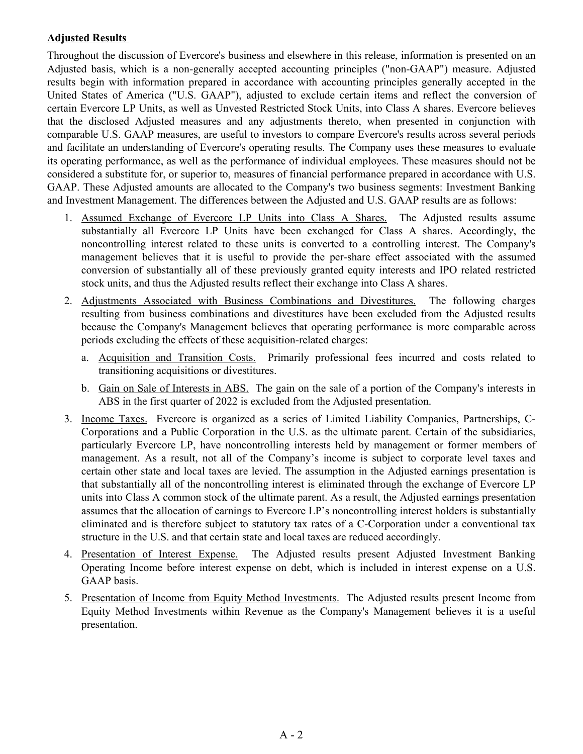**Adjusted Results**

Throughout the discussion of Evercore's business and elsewhere in this release, information is presented on an Adjusted basis, which is a non-generally accepted accounting principles ("non-GAAP") measure. Adjusted results begin with information prepared in accordance with accounting principles generally accepted in the United States of America ("U.S. GAAP"), adjusted to exclude certain items and reflect the conversion of certain Evercore LP Units, as well as Unvested Restricted Stock Units, into Class A shares. Evercore believes that the disclosed Adjusted measures and any adjustments thereto, when presented in conjunction with comparable U.S. GAAP measures, are useful to investors to compare Evercore's results across several periods and facilitate an understanding of Evercore's operating results. The Company uses these measures to evaluate its operating performance, as well as the performance of individual employees. These measures should not be considered a substitute for, or superior to, measures of financial performance prepared in accordance with U.S. GAAP. These Adjusted amounts are allocated to the Company's two business segments: Investment Banking and Investment Management. The differences between the Adjusted and U.S. GAAP results are as follows:

1. Assumed Exchange of Evercore LP Units into Class A Shares. The Adjusted results assume substantially all Evercore LP Units have been exchanged for Class A shares. Accordingly, the noncontrolling interest related to these units is converted to a controlling interest. The Company's management believes that it is useful to provide the per-share effect associated with the assumed conversion of substantially all of these previously granted equity interests and IPO related restricted stock units, and thus the Adjusted results reflect their exchange into Class A shares.
2. Adjustments Associated with Business Combinations and Divestitures. The following charges resulting from business combinations and divestitures have been excluded from the Adjusted results because the Company's Management believes that operating performance is more comparable across periods excluding the effects of these acquisition-related charges:
   a. Acquisition and Transition Costs. Primarily professional fees incurred and costs related to transitioning acquisitions or divestitures.
   b. Gain on Sale of Interests in ABS. The gain on the sale of a portion of the Company's interests in ABS in the first quarter of 2022 is excluded from the Adjusted presentation.
3. Income Taxes. Evercore is organized as a series of Limited Liability Companies, Partnerships, C-Corporations and a Public Corporation in the U.S. as the ultimate parent. Certain of the subsidiaries, particularly Evercore LP, have noncontrolling interests held by management or former members of management. As a result, not all of the Company's income is subject to corporate level taxes and certain other state and local taxes are levied. The assumption in the Adjusted earnings presentation is that substantially all of the noncontrolling interest is eliminated through the exchange of Evercore LP units into Class A common stock of the ultimate parent. As a result, the Adjusted earnings presentation assumes that the allocation of earnings to Evercore LP's noncontrolling interest holders is substantially eliminated and is therefore subject to statutory tax rates of a C-Corporation under a conventional tax structure in the U.S. and that certain state and local taxes are reduced accordingly.
4. Presentation of Interest Expense. The Adjusted results present Adjusted Investment Banking Operating Income before interest expense on debt, which is included in interest expense on a U.S. GAAP basis.
5. Presentation of Income from Equity Method Investments. The Adjusted results present Income from Equity Method Investments within Revenue as the Company's Management believes it is a useful presentation.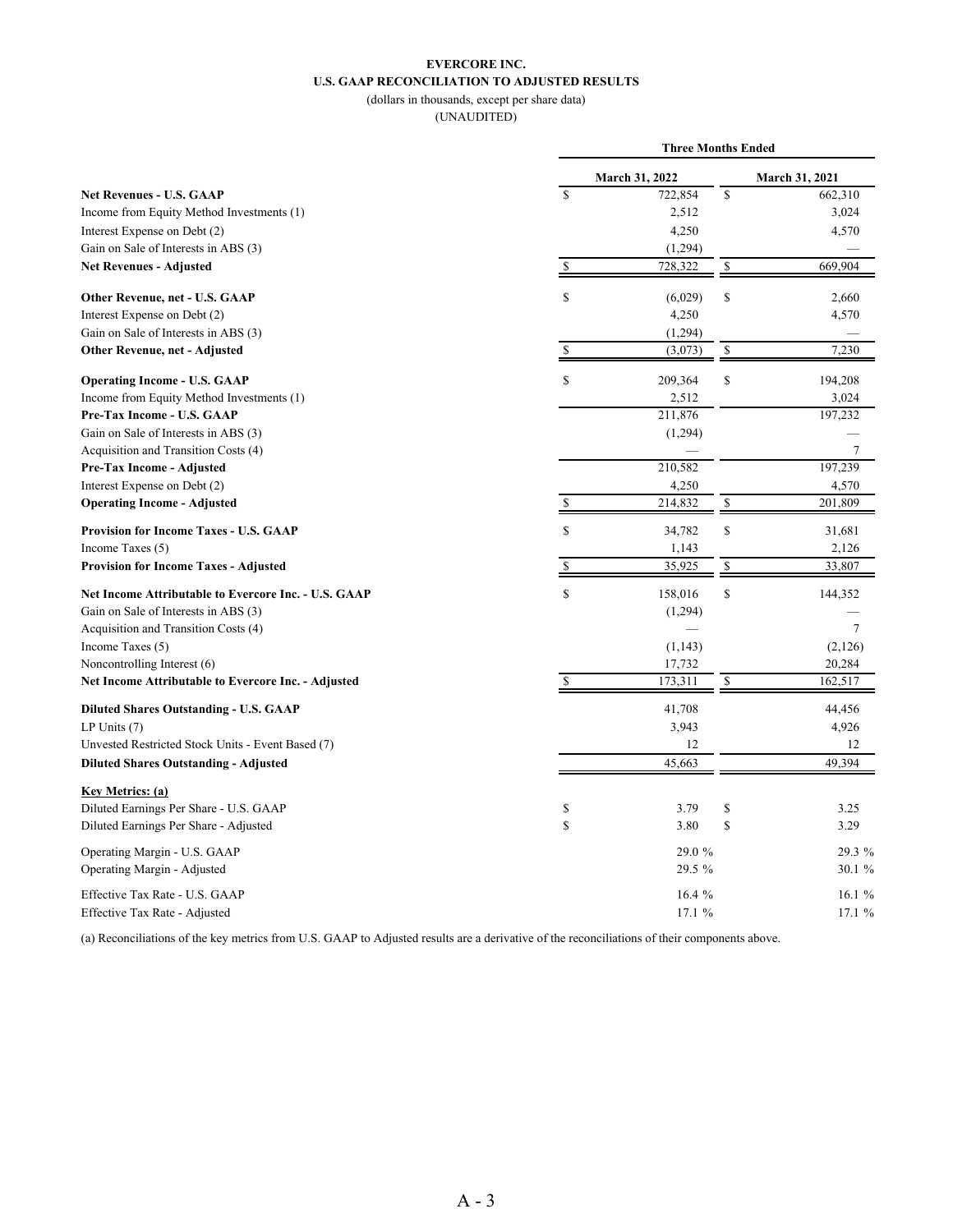**EVERCORE INC.**
**U.S. GAAP RECONCILIATION TO ADJUSTED RESULTS**
(dollars in thousands, except per share data)
(UNAUDITED)

| | Three Months Ended | |
|---|---|---|
| | **March 31, 2022** | **March 31, 2021** |
| **Net Revenues - U.S. GAAP** | $ 722,854 | $ 662,310 |
| Income from Equity Method Investments (1) | 2,512 | 3,024 |
| Interest Expense on Debt (2) | 4,250 | 4,570 |
| Gain on Sale of Interests in ABS (3) | (1,294) | — |
| **Net Revenues - Adjusted** | $ 728,322 | $ 669,904 |
| **Other Revenue, net - U.S. GAAP** | $ (6,029) | $ 2,660 |
| Interest Expense on Debt (2) | 4,250 | 4,570 |
| Gain on Sale of Interests in ABS (3) | (1,294) | — |
| **Other Revenue, net - Adjusted** | $ (3,073) | $ 7,230 |
| **Operating Income - U.S. GAAP** | $ 209,364 | $ 194,208 |
| Income from Equity Method Investments (1) | 2,512 | 3,024 |
| **Pre-Tax Income - U.S. GAAP** | 211,876 | 197,232 |
| Gain on Sale of Interests in ABS (3) | (1,294) | — |
| Acquisition and Transition Costs (4) | — | 7 |
| **Pre-Tax Income - Adjusted** | 210,582 | 197,239 |
| Interest Expense on Debt (2) | 4,250 | 4,570 |
| **Operating Income - Adjusted** | $ 214,832 | $ 201,809 |
| **Provision for Income Taxes - U.S. GAAP** | $ 34,782 | $ 31,681 |
| Income Taxes (5) | 1,143 | 2,126 |
| **Provision for Income Taxes - Adjusted** | $ 35,925 | $ 33,807 |
| **Net Income Attributable to Evercore Inc. - U.S. GAAP** | $ 158,016 | $ 144,352 |
| Gain on Sale of Interests in ABS (3) | (1,294) | — |
| Acquisition and Transition Costs (4) | — | 7 |
| Income Taxes (5) | (1,143) | (2,126) |
| Noncontrolling Interest (6) | 17,732 | 20,284 |
| **Net Income Attributable to Evercore Inc. - Adjusted** | $ 173,311 | $ 162,517 |
| **Diluted Shares Outstanding - U.S. GAAP** | 41,708 | 44,456 |
| LP Units (7) | 3,943 | 4,926 |
| Unvested Restricted Stock Units - Event Based (7) | 12 | 12 |
| **Diluted Shares Outstanding - Adjusted** | 45,663 | 49,394 |
| **Key Metrics: (a)** | | |
| Diluted Earnings Per Share - U.S. GAAP | $ 3.79 | $ 3.25 |
| Diluted Earnings Per Share - Adjusted | $ 3.80 | $ 3.29 |
| Operating Margin - U.S. GAAP | 29.0 % | 29.3 % |
| Operating Margin - Adjusted | 29.5 % | 30.1 % |
| Effective Tax Rate - U.S. GAAP | 16.4 % | 16.1 % |
| Effective Tax Rate - Adjusted | 17.1 % | 17.1 % |

(a) Reconciliations of the key metrics from U.S. GAAP to Adjusted results are a derivative of the reconciliations of their components above.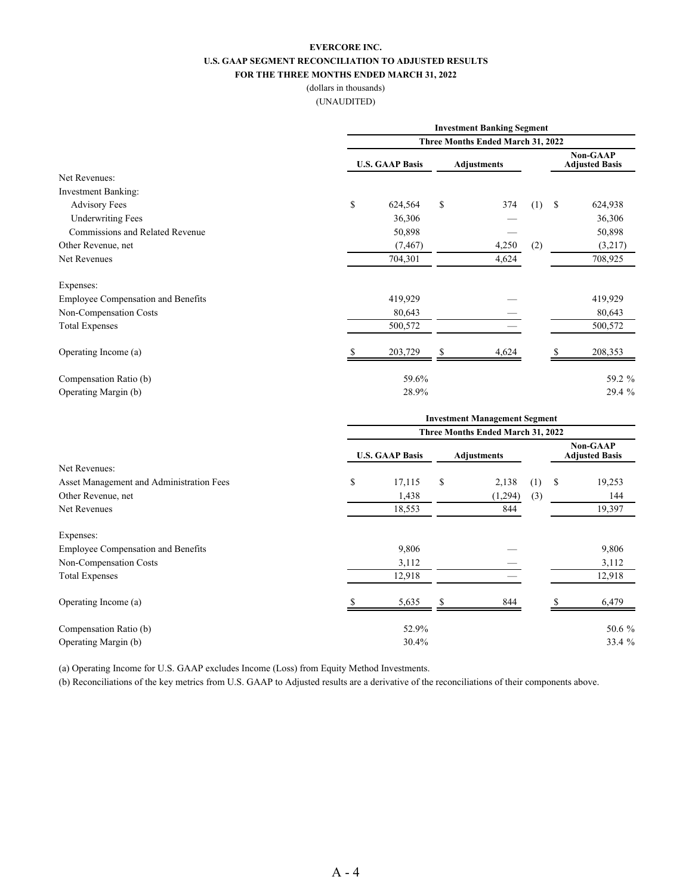**EVERCORE INC.**

**U.S. GAAP SEGMENT RECONCILIATION TO ADJUSTED RESULTS**

**FOR THE THREE MONTHS ENDED MARCH 31, 2022**

(dollars in thousands)

(UNAUDITED)

| | Investment Banking Segment | | |
|---|---|---|---|
| | Three Months Ended March 31, 2022 | | |
| | U.S. GAAP Basis | Adjustments | Non-GAAP Adjusted Basis |
| Net Revenues: | | | |
| Investment Banking: | | | |
| Advisory Fees | $ 624,564 | $ 374 (1) | $ 624,938 |
| Underwriting Fees | 36,306 | — | 36,306 |
| Commissions and Related Revenue | 50,898 | — | 50,898 |
| Other Revenue, net | (7,467) | 4,250 (2) | (3,217) |
| Net Revenues | 704,301 | 4,624 | 708,925 |
| Expenses: | | | |
| Employee Compensation and Benefits | 419,929 | — | 419,929 |
| Non-Compensation Costs | 80,643 | — | 80,643 |
| Total Expenses | 500,572 | — | 500,572 |
| Operating Income (a) | $ 203,729 | $ 4,624 | $ 208,353 |
| Compensation Ratio (b) | 59.6% | | 59.2 % |
| Operating Margin (b) | 28.9% | | 29.4 % |

| | Investment Management Segment | | |
|---|---|---|---|
| | Three Months Ended March 31, 2022 | | |
| | U.S. GAAP Basis | Adjustments | Non-GAAP Adjusted Basis |
| Net Revenues: | | | |
| Asset Management and Administration Fees | $ 17,115 | $ 2,138 (1) | $ 19,253 |
| Other Revenue, net | 1,438 | (1,294) (3) | 144 |
| Net Revenues | 18,553 | 844 | 19,397 |
| Expenses: | | | |
| Employee Compensation and Benefits | 9,806 | — | 9,806 |
| Non-Compensation Costs | 3,112 | — | 3,112 |
| Total Expenses | 12,918 | — | 12,918 |
| Operating Income (a) | $ 5,635 | $ 844 | $ 6,479 |
| Compensation Ratio (b) | 52.9% | | 50.6 % |
| Operating Margin (b) | 30.4% | | 33.4 % |

(a) Operating Income for U.S. GAAP excludes Income (Loss) from Equity Method Investments.

(b) Reconciliations of the key metrics from U.S. GAAP to Adjusted results are a derivative of the reconciliations of their components above.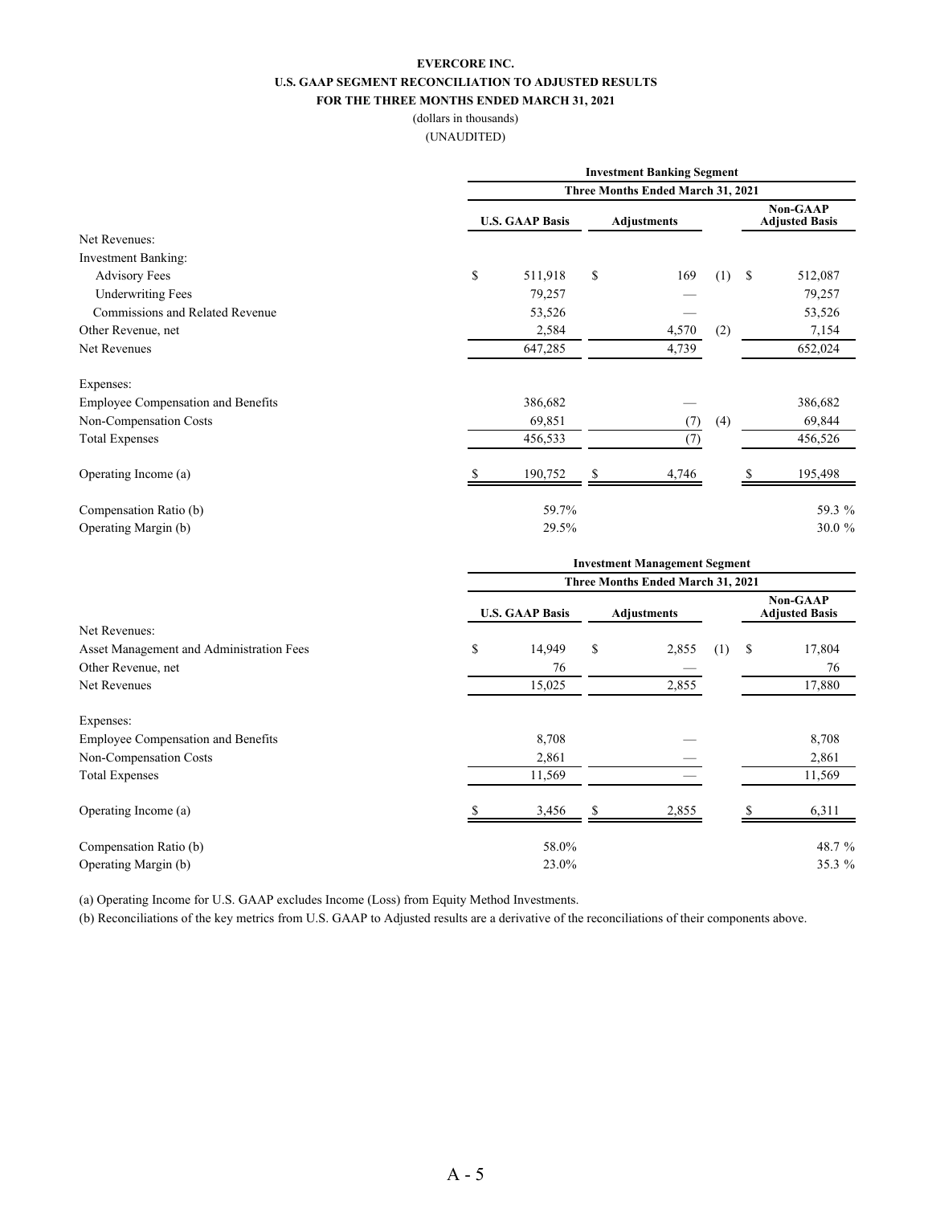**EVERCORE INC.**

**U.S. GAAP SEGMENT RECONCILIATION TO ADJUSTED RESULTS**

**FOR THE THREE MONTHS ENDED MARCH 31, 2021**

(dollars in thousands)

(UNAUDITED)

| | Investment Banking Segment | | |
|---|---|---|---|
| | Three Months Ended March 31, 2021 | | |
| | U.S. GAAP Basis | Adjustments | Non-GAAP Adjusted Basis |
| Net Revenues: | | | |
| Investment Banking: | | | |
| Advisory Fees | $ 511,918 | $ 169 (1) | $ 512,087 |
| Underwriting Fees | 79,257 | — | 79,257 |
| Commissions and Related Revenue | 53,526 | — | 53,526 |
| Other Revenue, net | 2,584 | 4,570 (2) | 7,154 |
| Net Revenues | 647,285 | 4,739 | 652,024 |
| Expenses: | | | |
| Employee Compensation and Benefits | 386,682 | — | 386,682 |
| Non-Compensation Costs | 69,851 | (7) (4) | 69,844 |
| Total Expenses | 456,533 | (7) | 456,526 |
| Operating Income (a) | $ 190,752 | $ 4,746 | $ 195,498 |
| Compensation Ratio (b) | 59.7% | | 59.3 % |
| Operating Margin (b) | 29.5% | | 30.0 % |

| | Investment Management Segment | | |
|---|---|---|---|
| | Three Months Ended March 31, 2021 | | |
| | U.S. GAAP Basis | Adjustments | Non-GAAP Adjusted Basis |
| Net Revenues: | | | |
| Asset Management and Administration Fees | $ 14,949 | $ 2,855 (1) | $ 17,804 |
| Other Revenue, net | 76 | — | 76 |
| Net Revenues | 15,025 | 2,855 | 17,880 |
| Expenses: | | | |
| Employee Compensation and Benefits | 8,708 | — | 8,708 |
| Non-Compensation Costs | 2,861 | — | 2,861 |
| Total Expenses | 11,569 | — | 11,569 |
| Operating Income (a) | $ 3,456 | $ 2,855 | $ 6,311 |
| Compensation Ratio (b) | 58.0% | | 48.7 % |
| Operating Margin (b) | 23.0% | | 35.3 % |

(a) Operating Income for U.S. GAAP excludes Income (Loss) from Equity Method Investments.

(b) Reconciliations of the key metrics from U.S. GAAP to Adjusted results are a derivative of the reconciliations of their components above.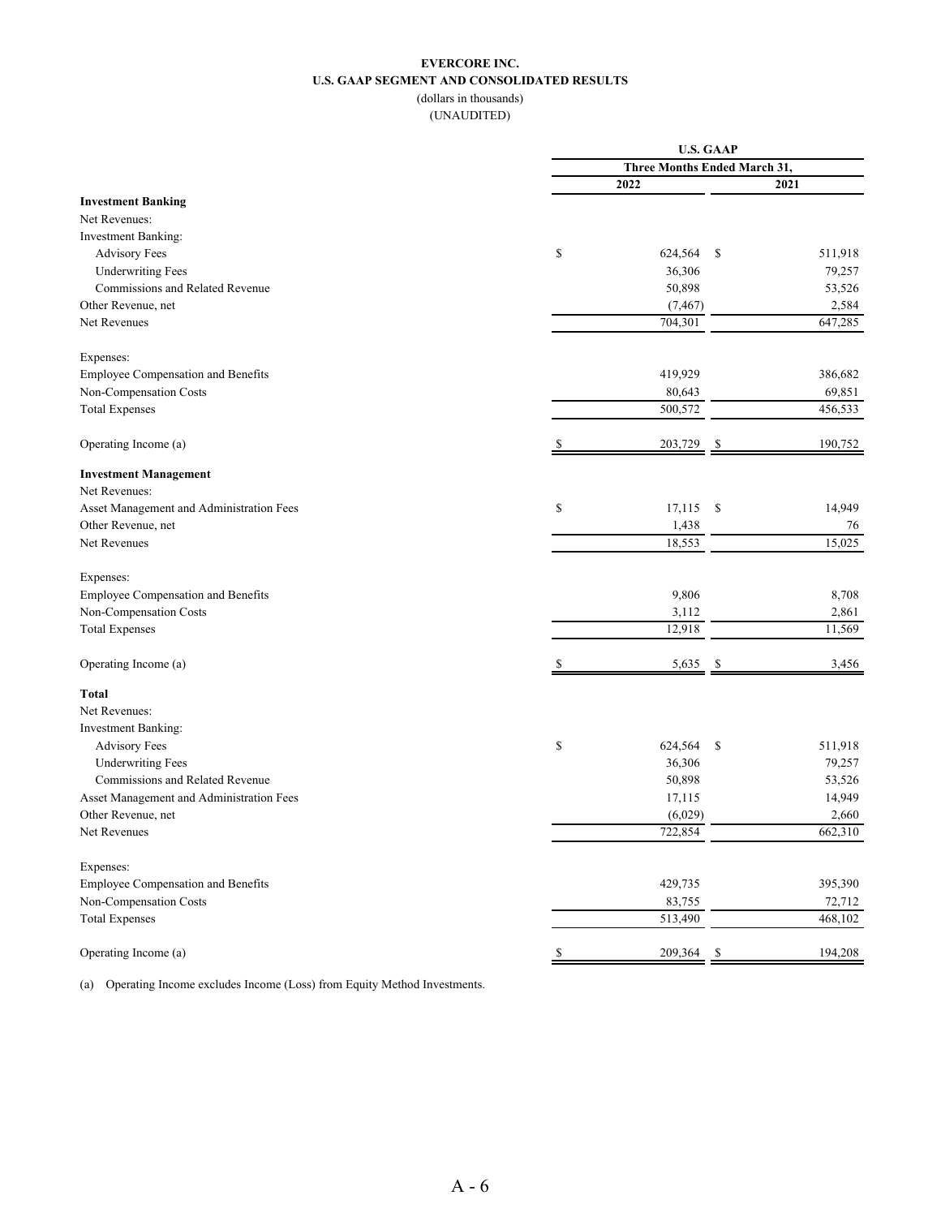**EVERCORE INC.**

**U.S. GAAP SEGMENT AND CONSOLIDATED RESULTS**

(dollars in thousands)

(UNAUDITED)

| | U.S. GAAP | |
|---|---|---|
| | Three Months Ended March 31, | |
| | 2022 | 2021 |
| **Investment Banking** | | |
| Net Revenues: | | |
| Investment Banking: | | |
| Advisory Fees | $ 624,564 | $ 511,918 |
| Underwriting Fees | 36,306 | 79,257 |
| Commissions and Related Revenue | 50,898 | 53,526 |
| Other Revenue, net | (7,467) | 2,584 |
| Net Revenues | 704,301 | 647,285 |
| Expenses: | | |
| Employee Compensation and Benefits | 419,929 | 386,682 |
| Non-Compensation Costs | 80,643 | 69,851 |
| Total Expenses | 500,572 | 456,533 |
| Operating Income (a) | $ 203,729 | $ 190,752 |
| **Investment Management** | | |
| Net Revenues: | | |
| Asset Management and Administration Fees | $ 17,115 | $ 14,949 |
| Other Revenue, net | 1,438 | 76 |
| Net Revenues | 18,553 | 15,025 |
| Expenses: | | |
| Employee Compensation and Benefits | 9,806 | 8,708 |
| Non-Compensation Costs | 3,112 | 2,861 |
| Total Expenses | 12,918 | 11,569 |
| Operating Income (a) | $ 5,635 | $ 3,456 |
| **Total** | | |
| Net Revenues: | | |
| Investment Banking: | | |
| Advisory Fees | $ 624,564 | $ 511,918 |
| Underwriting Fees | 36,306 | 79,257 |
| Commissions and Related Revenue | 50,898 | 53,526 |
| Asset Management and Administration Fees | 17,115 | 14,949 |
| Other Revenue, net | (6,029) | 2,660 |
| Net Revenues | 722,854 | 662,310 |
| Expenses: | | |
| Employee Compensation and Benefits | 429,735 | 395,390 |
| Non-Compensation Costs | 83,755 | 72,712 |
| Total Expenses | 513,490 | 468,102 |
| Operating Income (a) | $ 209,364 | $ 194,208 |

(a) Operating Income excludes Income (Loss) from Equity Method Investments.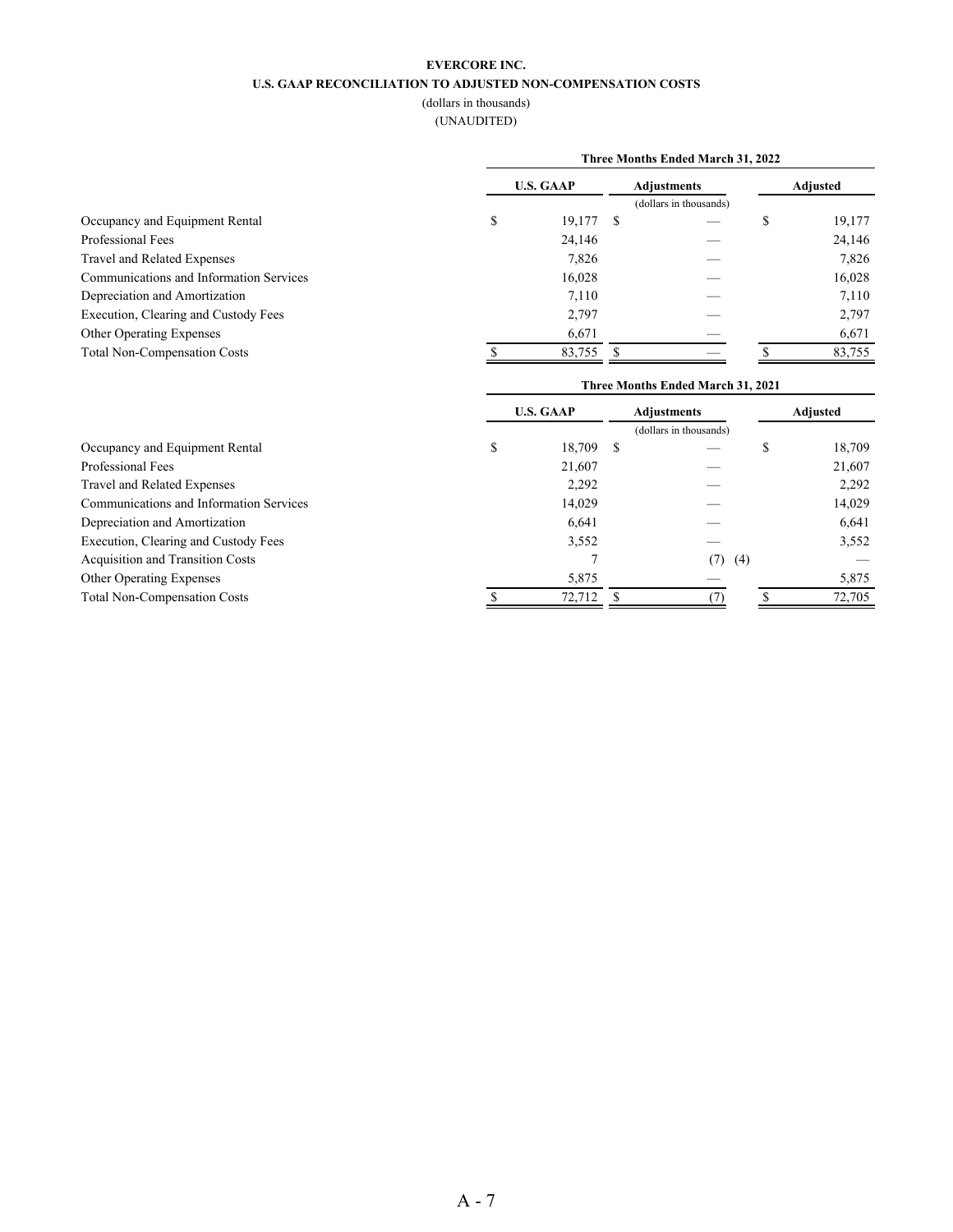**EVERCORE INC.**

**U.S. GAAP RECONCILIATION TO ADJUSTED NON-COMPENSATION COSTS**

(dollars in thousands)

(UNAUDITED)

| | Three Months Ended March 31, 2022 | | |
|---|---|---|---|
| | **U.S. GAAP** | **Adjustments** (dollars in thousands) | **Adjusted** |
| Occupancy and Equipment Rental | $ 19,177 | $ — | $ 19,177 |
| Professional Fees | 24,146 | — | 24,146 |
| Travel and Related Expenses | 7,826 | — | 7,826 |
| Communications and Information Services | 16,028 | — | 16,028 |
| Depreciation and Amortization | 7,110 | — | 7,110 |
| Execution, Clearing and Custody Fees | 2,797 | — | 2,797 |
| Other Operating Expenses | 6,671 | — | 6,671 |
| Total Non-Compensation Costs | $ 83,755 | $ — | $ 83,755 |

| | Three Months Ended March 31, 2021 | | |
|---|---|---|---|
| | **U.S. GAAP** | **Adjustments** (dollars in thousands) | **Adjusted** |
| Occupancy and Equipment Rental | $ 18,709 | $ — | $ 18,709 |
| Professional Fees | 21,607 | — | 21,607 |
| Travel and Related Expenses | 2,292 | — | 2,292 |
| Communications and Information Services | 14,029 | — | 14,029 |
| Depreciation and Amortization | 6,641 | — | 6,641 |
| Execution, Clearing and Custody Fees | 3,552 | — | 3,552 |
| Acquisition and Transition Costs | 7 | (7) (4) | — |
| Other Operating Expenses | 5,875 | — | 5,875 |
| Total Non-Compensation Costs | $ 72,712 | $ (7) | $ 72,705 |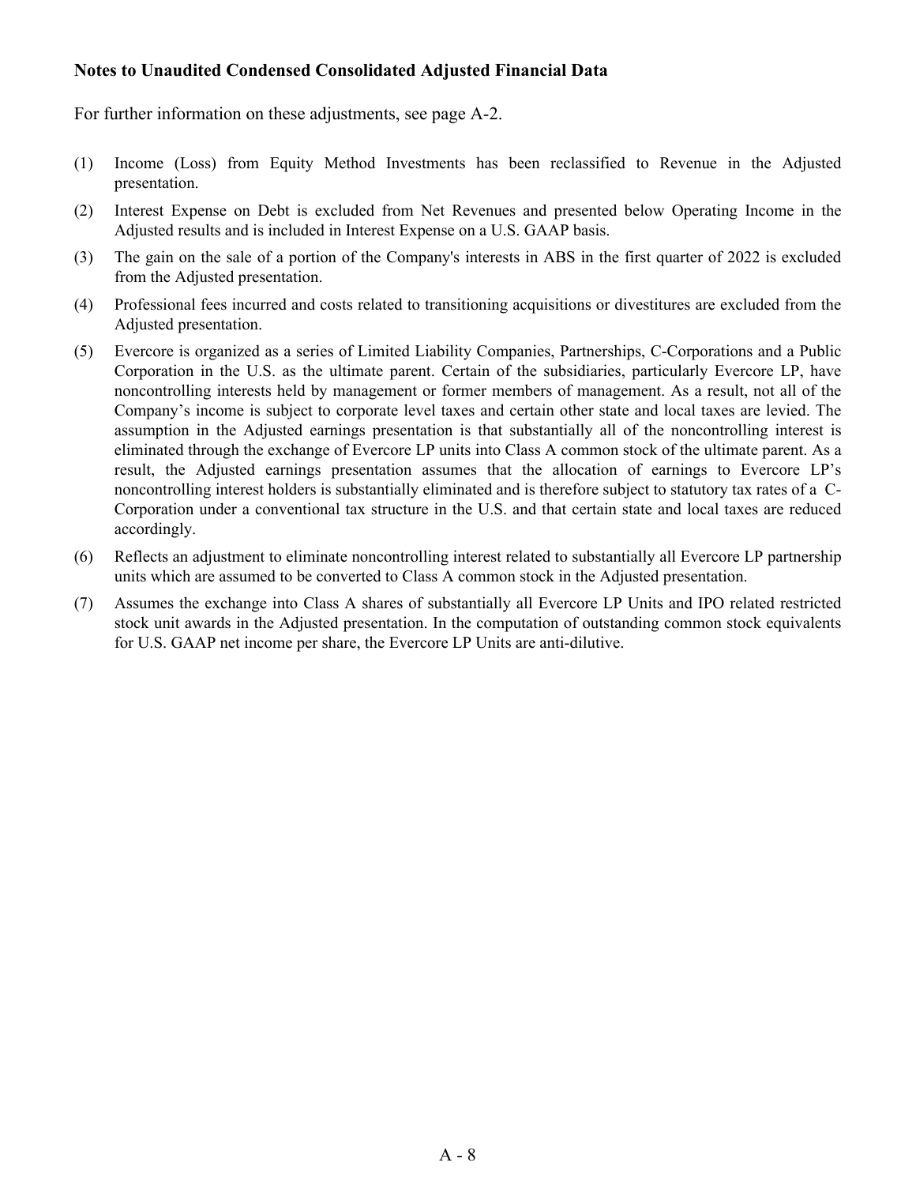**Notes to Unaudited Condensed Consolidated Adjusted Financial Data**

For further information on these adjustments, see page A-2.

(1) Income (Loss) from Equity Method Investments has been reclassified to Revenue in the Adjusted presentation.

(2) Interest Expense on Debt is excluded from Net Revenues and presented below Operating Income in the Adjusted results and is included in Interest Expense on a U.S. GAAP basis.

(3) The gain on the sale of a portion of the Company's interests in ABS in the first quarter of 2022 is excluded from the Adjusted presentation.

(4) Professional fees incurred and costs related to transitioning acquisitions or divestitures are excluded from the Adjusted presentation.

(5) Evercore is organized as a series of Limited Liability Companies, Partnerships, C-Corporations and a Public Corporation in the U.S. as the ultimate parent. Certain of the subsidiaries, particularly Evercore LP, have noncontrolling interests held by management or former members of management. As a result, not all of the Company's income is subject to corporate level taxes and certain other state and local taxes are levied. The assumption in the Adjusted earnings presentation is that substantially all of the noncontrolling interest is eliminated through the exchange of Evercore LP units into Class A common stock of the ultimate parent. As a result, the Adjusted earnings presentation assumes that the allocation of earnings to Evercore LP's noncontrolling interest holders is substantially eliminated and is therefore subject to statutory tax rates of a C-Corporation under a conventional tax structure in the U.S. and that certain state and local taxes are reduced accordingly.

(6) Reflects an adjustment to eliminate noncontrolling interest related to substantially all Evercore LP partnership units which are assumed to be converted to Class A common stock in the Adjusted presentation.

(7) Assumes the exchange into Class A shares of substantially all Evercore LP Units and IPO related restricted stock unit awards in the Adjusted presentation. In the computation of outstanding common stock equivalents for U.S. GAAP net income per share, the Evercore LP Units are anti-dilutive.